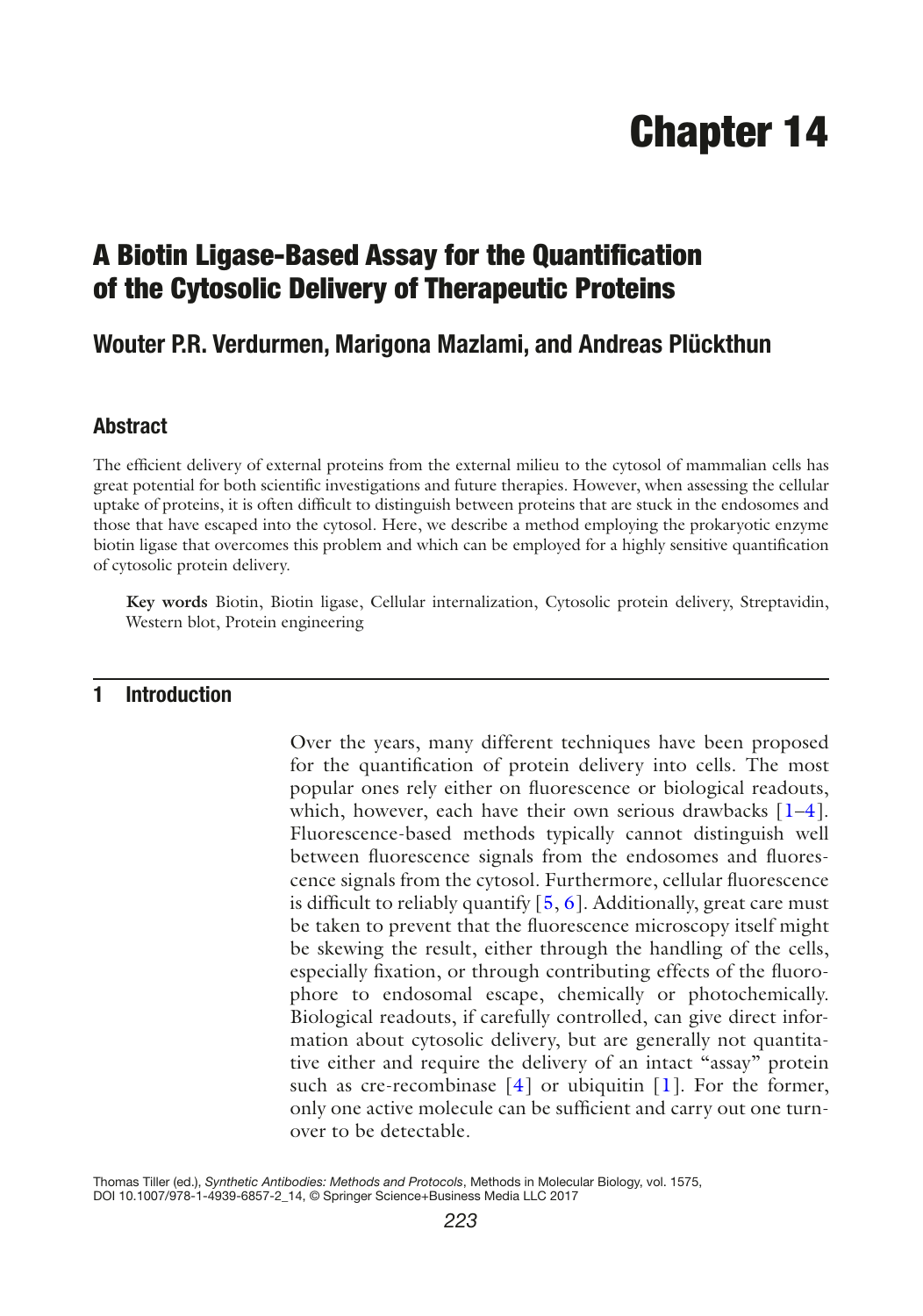# Chapter 14

## A Biotin Ligase-Based Assay for the Quantification of the Cytosolic Delivery of Therapeutic Proteins

### Wouter P.R. Verdurmen, Marigona Mazlami, and Andreas Plückthun

### Abstract

The efficient delivery of external proteins from the external milieu to the cytosol of mammalian cells has great potential for both scientific investigations and future therapies. However, when assessing the cellular uptake of proteins, it is often difficult to distinguish between proteins that are stuck in the endosomes and those that have escaped into the cytosol. Here, we describe a method employing the prokaryotic enzyme biotin ligase that overcomes this problem and which can be employed for a highly sensitive quantification of cytosolic protein delivery.

**Key words** Biotin, Biotin ligase, Cellular internalization, Cytosolic protein delivery, Streptavidin, Western blot, Protein engineering

## 1 Introduction

Over the years, many different techniques have been proposed for the quantification of protein delivery into cells. The most popular ones rely either on fluorescence or biological readouts, which, however, each have their own serious drawbacks [1–4]. Fluorescence-based methods typically cannot distinguish well between fluorescence signals from the endosomes and fluorescence signals from the cytosol. Furthermore, cellular fluorescence is difficult to reliably quantify [5, 6]. Additionally, great care must be taken to prevent that the fluorescence microscopy itself might be skewing the result, either through the handling of the cells, especially fixation, or through contributing effects of the fluorophore to endosomal escape, chemically or photochemically. Biological readouts, if carefully controlled, can give direct information about cytosolic delivery, but are generally not quantitative either and require the delivery of an intact "assay" protein such as cre-recombinase [4] or ubiquitin [1]. For the former, only one active molecule can be sufficient and carry out one turnover to be detectable.

Thomas Tiller (ed.), *Synthetic Antibodies: Methods and Protocols*, Methods in Molecular Biology, vol. 1575, DOI 10.1007/978-1-4939-6857-2_14, © Springer Science+Business Media LLC 2017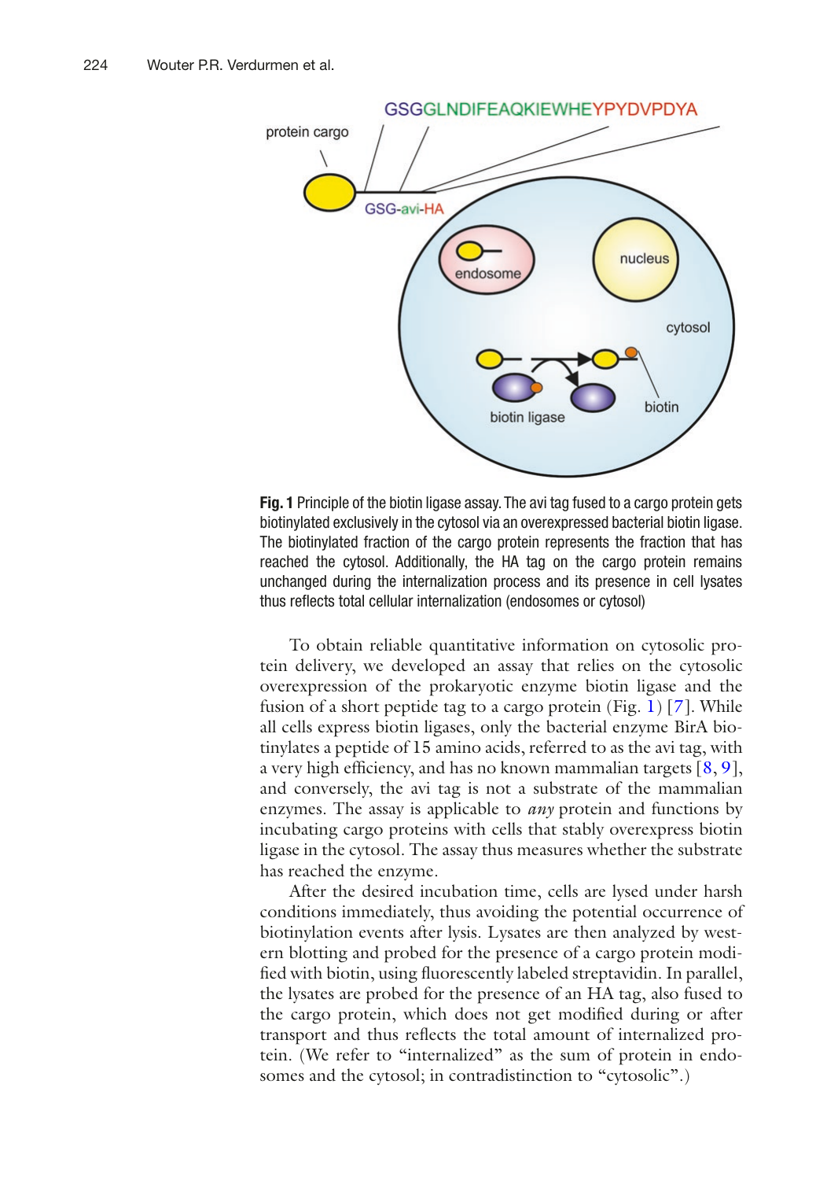**Fig. 1** Principle of the biotin ligase assay. The avi tag fused to a cargo protein gets biotinylated exclusively in the cytosol via an overexpressed bacterial biotin ligase. The biotinylated fraction of the cargo protein represents the fraction that has reached the cytosol. Additionally, the HA tag on the cargo protein remains unchanged during the internalization process and its presence in cell lysates thus reflects total cellular internalization (endosomes or cytosol)

To obtain reliable quantitative information on cytosolic protein delivery, we developed an assay that relies on the cytosolic overexpression of the prokaryotic enzyme biotin ligase and the fusion of a short peptide tag to a cargo protein (Fig. 1) [7]. While all cells express biotin ligases, only the bacterial enzyme BirA biotinylates a peptide of 15 amino acids, referred to as the avi tag, with a very high efficiency, and has no known mammalian targets [8, 9], and conversely, the avi tag is not a substrate of the mammalian enzymes. The assay is applicable to *any* protein and functions by incubating cargo proteins with cells that stably overexpress biotin ligase in the cytosol. The assay thus measures whether the substrate has reached the enzyme.

After the desired incubation time, cells are lysed under harsh conditions immediately, thus avoiding the potential occurrence of biotinylation events after lysis. Lysates are then analyzed by western blotting and probed for the presence of a cargo protein modified with biotin, using fluorescently labeled streptavidin. In parallel, the lysates are probed for the presence of an HA tag, also fused to the cargo protein, which does not get modified during or after transport and thus reflects the total amount of internalized protein. (We refer to "internalized" as the sum of protein in endosomes and the cytosol; in contradistinction to "cytosolic".)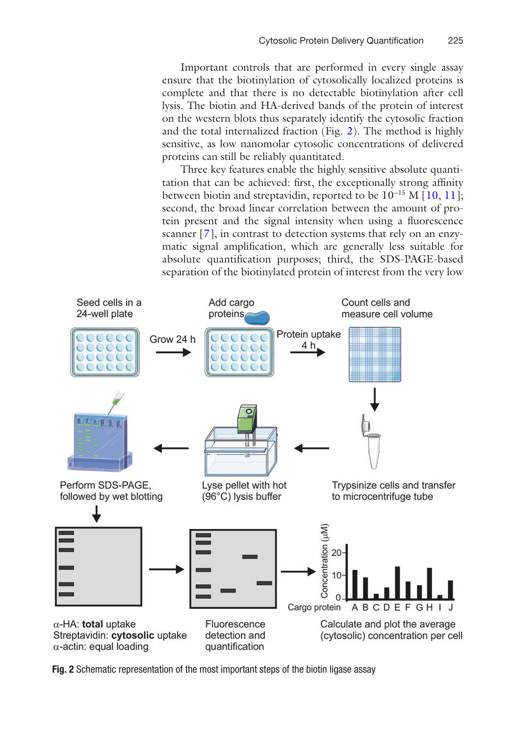Important controls that are performed in every single assay ensure that the biotinylation of cytosolically localized proteins is complete and that there is no detectable biotinylation after cell lysis. The biotin and HA-derived bands of the protein of interest on the western blots thus separately identify the cytosolic fraction and the total internalized fraction (Fig. 2). The method is highly sensitive, as low nanomolar cytosolic concentrations of delivered proteins can still be reliably quantitated.

Three key features enable the highly sensitive absolute quantitation that can be achieved: first, the exceptionally strong affinity between biotin and streptavidin, reported to be $10^{-15}$ M [10, 11]; second, the broad linear correlation between the amount of protein present and the signal intensity when using a fluorescence scanner [7], in contrast to detection systems that rely on an enzymatic signal amplification, which are generally less suitable for absolute quantification purposes; third, the SDS-PAGE-based separation of the biotinylated protein of interest from the very low

**Fig. 2** Schematic representation of the most important steps of the biotin ligase assay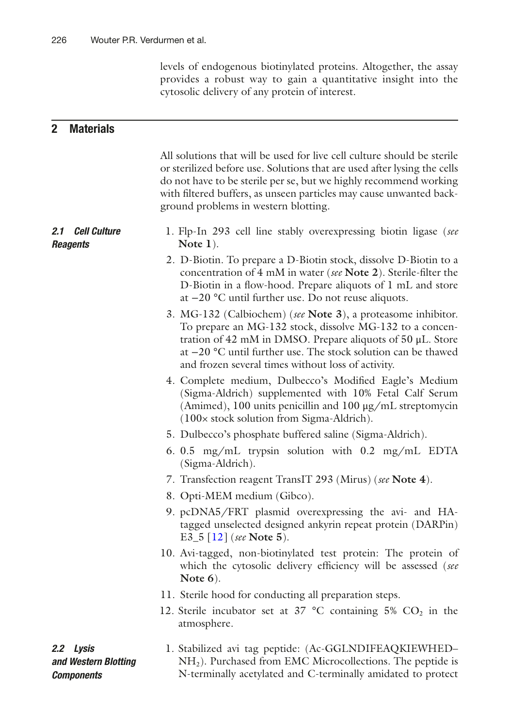levels of endogenous biotinylated proteins. Altogether, the assay provides a robust way to gain a quantitative insight into the cytosolic delivery of any protein of interest.

## 2 Materials

All solutions that will be used for live cell culture should be sterile or sterilized before use. Solutions that are used after lysing the cells do not have to be sterile per se, but we highly recommend working with filtered buffers, as unseen particles may cause unwanted background problems in western blotting.

### 2.1 Cell Culture Reagents

1. Flp-In 293 cell line stably overexpressing biotin ligase (*see* **Note 1**).
2. D-Biotin. To prepare a D-Biotin stock, dissolve D-Biotin to a concentration of 4 mM in water (*see* **Note 2**). Sterile-filter the D-Biotin in a flow-hood. Prepare aliquots of 1 mL and store at −20 °C until further use. Do not reuse aliquots.
3. MG-132 (Calbiochem) (*see* **Note 3**), a proteasome inhibitor. To prepare an MG-132 stock, dissolve MG-132 to a concentration of 42 mM in DMSO. Prepare aliquots of 50 μL. Store at −20 °C until further use. The stock solution can be thawed and frozen several times without loss of activity.
4. Complete medium, Dulbecco's Modified Eagle's Medium (Sigma-Aldrich) supplemented with 10% Fetal Calf Serum (Amimed), 100 units penicillin and 100 μg/mL streptomycin (100× stock solution from Sigma-Aldrich).
5. Dulbecco's phosphate buffered saline (Sigma-Aldrich).
6. 0.5 mg/mL trypsin solution with 0.2 mg/mL EDTA (Sigma-Aldrich).
7. Transfection reagent TransIT 293 (Mirus) (*see* **Note 4**).
8. Opti-MEM medium (Gibco).
9. pcDNA5/FRT plasmid overexpressing the avi- and HA-tagged unselected designed ankyrin repeat protein (DARPin) E3_5 [12] (*see* **Note 5**).
10. Avi-tagged, non-biotinylated test protein: The protein of which the cytosolic delivery efficiency will be assessed (*see* **Note 6**).
11. Sterile hood for conducting all preparation steps.
12. Sterile incubator set at 37 °C containing 5% $CO_2$ in the atmosphere.

### 2.2 Lysis and Western Blotting Components

1. Stabilized avi tag peptide: (Ac-GGLNDIFEAQKIEWHED–$NH_2$). Purchased from EMC Microcollections. The peptide is N-terminally acetylated and C-terminally amidated to protect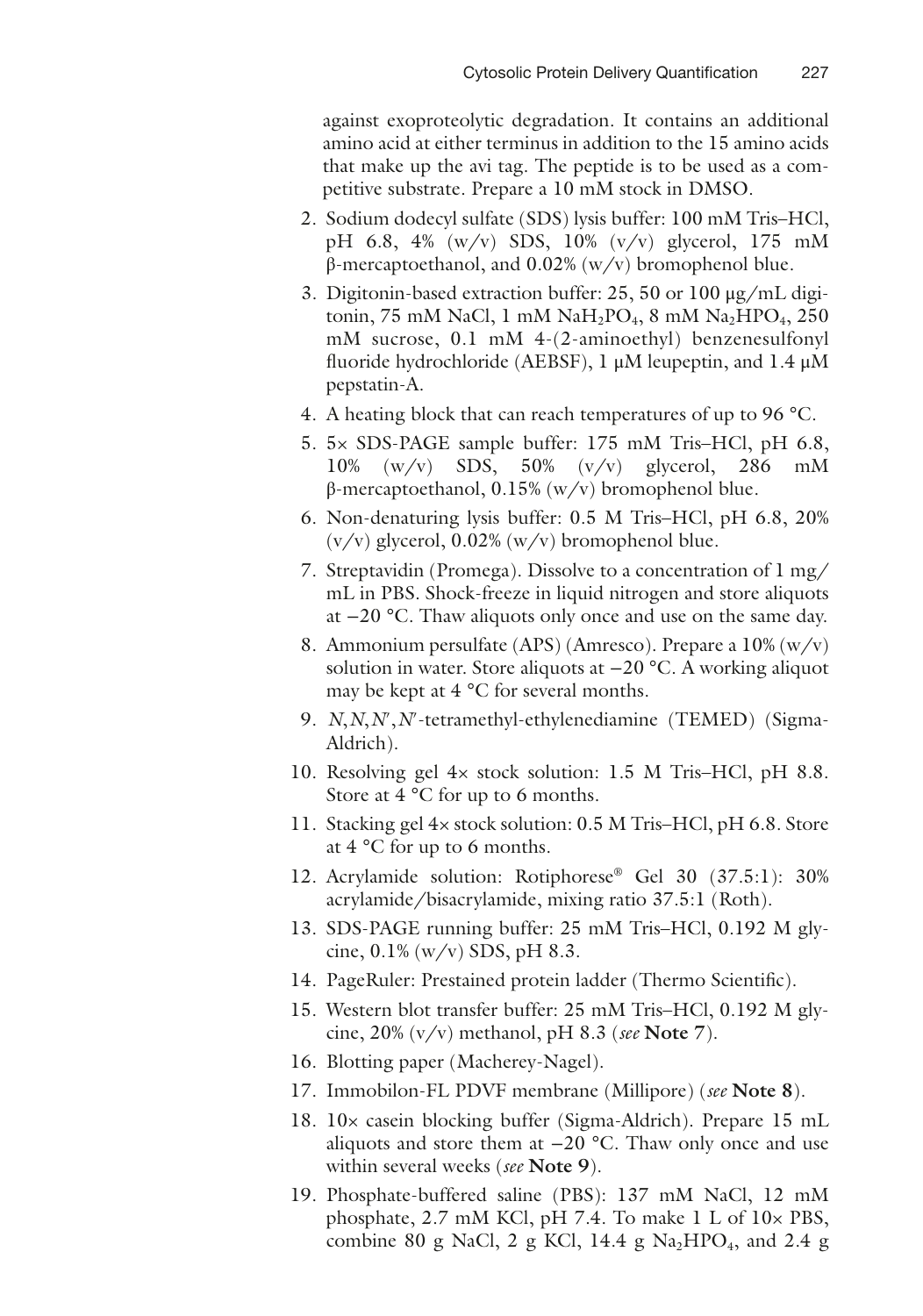against exoproteolytic degradation. It contains an additional amino acid at either terminus in addition to the 15 amino acids that make up the avi tag. The peptide is to be used as a competitive substrate. Prepare a 10 mM stock in DMSO.

2. Sodium dodecyl sulfate (SDS) lysis buffer: 100 mM Tris–HCl, pH 6.8, 4% (w/v) SDS, 10% (v/v) glycerol, 175 mM β-mercaptoethanol, and 0.02% (w/v) bromophenol blue.
3. Digitonin-based extraction buffer: 25, 50 or 100 μg/mL digitonin, 75 mM NaCl, 1 mM $NaH_2PO_4$, 8 mM $Na_2HPO_4$, 250 mM sucrose, 0.1 mM 4-(2-aminoethyl) benzenesulfonyl fluoride hydrochloride (AEBSF), 1 μM leupeptin, and 1.4 μM pepstatin-A.
4. A heating block that can reach temperatures of up to 96 °C.
5. 5× SDS-PAGE sample buffer: 175 mM Tris–HCl, pH 6.8, 10% (w/v) SDS, 50% (v/v) glycerol, 286 mM β-mercaptoethanol, 0.15% (w/v) bromophenol blue.
6. Non-denaturing lysis buffer: 0.5 M Tris–HCl, pH 6.8, 20% (v/v) glycerol, 0.02% (w/v) bromophenol blue.
7. Streptavidin (Promega). Dissolve to a concentration of 1 mg/mL in PBS. Shock-freeze in liquid nitrogen and store aliquots at −20 °C. Thaw aliquots only once and use on the same day.
8. Ammonium persulfate (APS) (Amresco). Prepare a 10% (w/v) solution in water. Store aliquots at −20 °C. A working aliquot may be kept at 4 °C for several months.
9. *N*,*N*,*N*′,*N*′-tetramethyl-ethylenediamine (TEMED) (Sigma-Aldrich).
10. Resolving gel 4× stock solution: 1.5 M Tris–HCl, pH 8.8. Store at 4 °C for up to 6 months.
11. Stacking gel 4× stock solution: 0.5 M Tris–HCl, pH 6.8. Store at 4 °C for up to 6 months.
12. Acrylamide solution: Rotiphorese® Gel 30 (37.5:1): 30% acrylamide/bisacrylamide, mixing ratio 37.5:1 (Roth).
13. SDS-PAGE running buffer: 25 mM Tris–HCl, 0.192 M glycine, 0.1% (w/v) SDS, pH 8.3.
14. PageRuler: Prestained protein ladder (Thermo Scientific).
15. Western blot transfer buffer: 25 mM Tris–HCl, 0.192 M glycine, 20% (v/v) methanol, pH 8.3 (*see* **Note 7**).
16. Blotting paper (Macherey-Nagel).
17. Immobilon-FL PDVF membrane (Millipore) (*see* **Note 8**).
18. 10× casein blocking buffer (Sigma-Aldrich). Prepare 15 mL aliquots and store them at −20 °C. Thaw only once and use within several weeks (*see* **Note 9**).
19. Phosphate-buffered saline (PBS): 137 mM NaCl, 12 mM phosphate, 2.7 mM KCl, pH 7.4. To make 1 L of 10× PBS, combine 80 g NaCl, 2 g KCl, 14.4 g $Na_2HPO_4$, and 2.4 g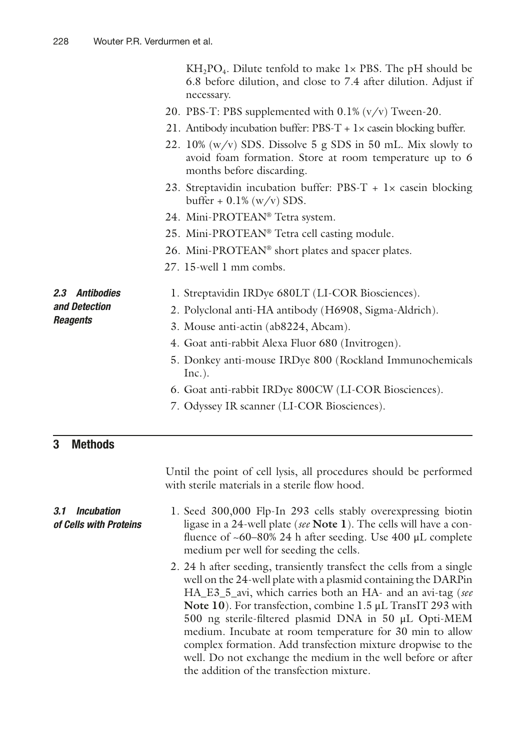$KH_2PO_4$. Dilute tenfold to make 1× PBS. The pH should be 6.8 before dilution, and close to 7.4 after dilution. Adjust if necessary.

20. PBS-T: PBS supplemented with 0.1% (v/v) Tween-20.
21. Antibody incubation buffer: PBS-T + 1× casein blocking buffer.
22. 10% (w/v) SDS. Dissolve 5 g SDS in 50 mL. Mix slowly to avoid foam formation. Store at room temperature up to 6 months before discarding.
23. Streptavidin incubation buffer: PBS-T + 1× casein blocking buffer + 0.1% (w/v) SDS.
24. Mini-PROTEAN® Tetra system.
25. Mini-PROTEAN® Tetra cell casting module.
26. Mini-PROTEAN® short plates and spacer plates.
27. 15-well 1 mm combs.

### 2.3 Antibodies and Detection Reagents

1. Streptavidin IRDye 680LT (LI-COR Biosciences).
2. Polyclonal anti-HA antibody (H6908, Sigma-Aldrich).
3. Mouse anti-actin (ab8224, Abcam).
4. Goat anti-rabbit Alexa Fluor 680 (Invitrogen).
5. Donkey anti-mouse IRDye 800 (Rockland Immunochemicals Inc.).
6. Goat anti-rabbit IRDye 800CW (LI-COR Biosciences).
7. Odyssey IR scanner (LI-COR Biosciences).

## 3 Methods

Until the point of cell lysis, all procedures should be performed with sterile materials in a sterile flow hood.

### 3.1 Incubation of Cells with Proteins

1. Seed 300,000 Flp-In 293 cells stably overexpressing biotin ligase in a 24-well plate (*see* **Note 1**). The cells will have a confluence of ~60–80% 24 h after seeding. Use 400 μL complete medium per well for seeding the cells.
2. 24 h after seeding, transiently transfect the cells from a single well on the 24-well plate with a plasmid containing the DARPin HA_E3_5_avi, which carries both an HA- and an avi-tag (*see* **Note 10**). For transfection, combine 1.5 μL TransIT 293 with 500 ng sterile-filtered plasmid DNA in 50 μL Opti-MEM medium. Incubate at room temperature for 30 min to allow complex formation. Add transfection mixture dropwise to the well. Do not exchange the medium in the well before or after the addition of the transfection mixture.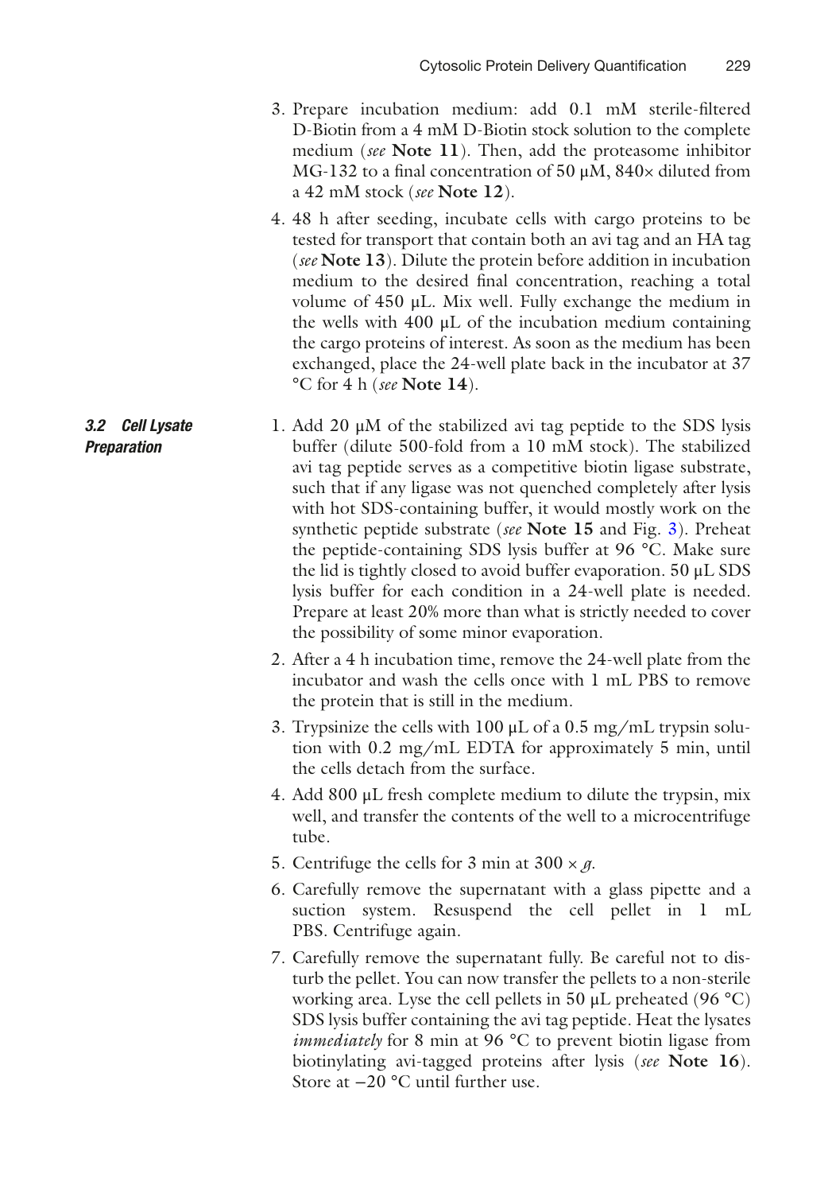3. Prepare incubation medium: add 0.1 mM sterile-filtered D-Biotin from a 4 mM D-Biotin stock solution to the complete medium (*see* **Note 11**). Then, add the proteasome inhibitor MG-132 to a final concentration of 50 μM, 840× diluted from a 42 mM stock (*see* **Note 12**).
4. 48 h after seeding, incubate cells with cargo proteins to be tested for transport that contain both an avi tag and an HA tag (*see* **Note 13**). Dilute the protein before addition in incubation medium to the desired final concentration, reaching a total volume of 450 μL. Mix well. Fully exchange the medium in the wells with 400 μL of the incubation medium containing the cargo proteins of interest. As soon as the medium has been exchanged, place the 24-well plate back in the incubator at 37 °C for 4 h (*see* **Note 14**).

### 3.2 Cell Lysate Preparation

1. Add 20 μM of the stabilized avi tag peptide to the SDS lysis buffer (dilute 500-fold from a 10 mM stock). The stabilized avi tag peptide serves as a competitive biotin ligase substrate, such that if any ligase was not quenched completely after lysis with hot SDS-containing buffer, it would mostly work on the synthetic peptide substrate (*see* **Note 15** and Fig. 3). Preheat the peptide-containing SDS lysis buffer at 96 °C. Make sure the lid is tightly closed to avoid buffer evaporation. 50 μL SDS lysis buffer for each condition in a 24-well plate is needed. Prepare at least 20% more than what is strictly needed to cover the possibility of some minor evaporation.
2. After a 4 h incubation time, remove the 24-well plate from the incubator and wash the cells once with 1 mL PBS to remove the protein that is still in the medium.
3. Trypsinize the cells with 100 μL of a 0.5 mg/mL trypsin solution with 0.2 mg/mL EDTA for approximately 5 min, until the cells detach from the surface.
4. Add 800 μL fresh complete medium to dilute the trypsin, mix well, and transfer the contents of the well to a microcentrifuge tube.
5. Centrifuge the cells for 3 min at 300 × *g*.
6. Carefully remove the supernatant with a glass pipette and a suction system. Resuspend the cell pellet in 1 mL PBS. Centrifuge again.
7. Carefully remove the supernatant fully. Be careful not to disturb the pellet. You can now transfer the pellets to a non-sterile working area. Lyse the cell pellets in 50 μL preheated (96 °C) SDS lysis buffer containing the avi tag peptide. Heat the lysates *immediately* for 8 min at 96 °C to prevent biotin ligase from biotinylating avi-tagged proteins after lysis (*see* **Note 16**). Store at −20 °C until further use.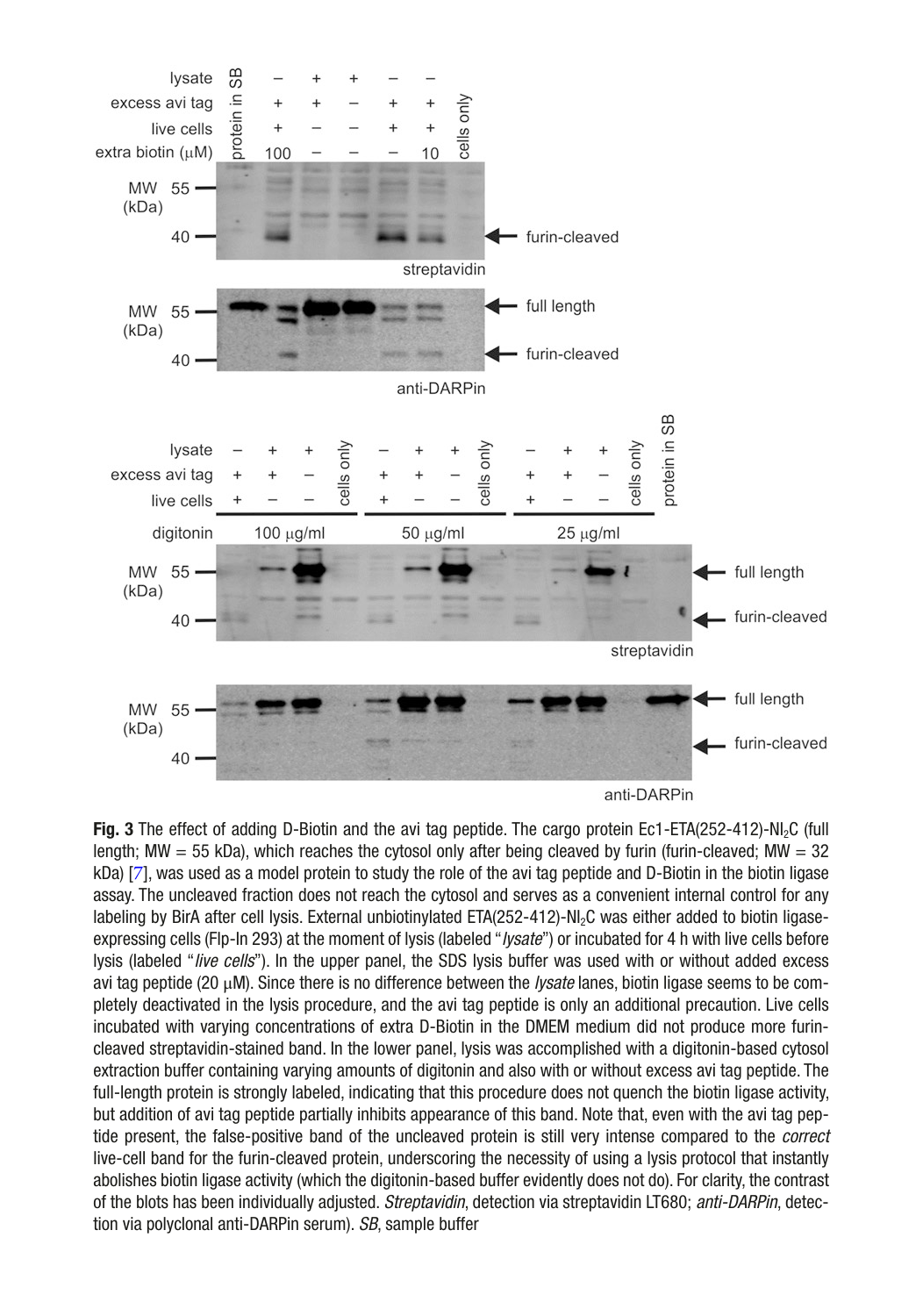**Fig. 3** The effect of adding D-Biotin and the avi tag peptide. The cargo protein Ec1-ETA(252-412)-$NI_2C$ (full length; MW = 55 kDa), which reaches the cytosol only after being cleaved by furin (furin-cleaved; MW = 32 kDa) [7], was used as a model protein to study the role of the avi tag peptide and D-Biotin in the biotin ligase assay. The uncleaved fraction does not reach the cytosol and serves as a convenient internal control for any labeling by BirA after cell lysis. External unbiotinylated ETA(252-412)-$NI_2C$ was either added to biotin ligase-expressing cells (Flp-In 293) at the moment of lysis (labeled "*lysate*") or incubated for 4 h with live cells before lysis (labeled "*live cells*"). In the upper panel, the SDS lysis buffer was used with or without added excess avi tag peptide (20 μM). Since there is no difference between the *lysate* lanes, biotin ligase seems to be completely deactivated in the lysis procedure, and the avi tag peptide is only an additional precaution. Live cells incubated with varying concentrations of extra D-Biotin in the DMEM medium did not produce more furin-cleaved streptavidin-stained band. In the lower panel, lysis was accomplished with a digitonin-based cytosol extraction buffer containing varying amounts of digitonin and also with or without excess avi tag peptide. The full-length protein is strongly labeled, indicating that this procedure does not quench the biotin ligase activity, but addition of avi tag peptide partially inhibits appearance of this band. Note that, even with the avi tag peptide present, the false-positive band of the uncleaved protein is still very intense compared to the *correct* live-cell band for the furin-cleaved protein, underscoring the necessity of using a lysis protocol that instantly abolishes biotin ligase activity (which the digitonin-based buffer evidently does not do). For clarity, the contrast of the blots has been individually adjusted. *Streptavidin*, detection via streptavidin LT680; *anti-DARPin*, detection via polyclonal anti-DARPin serum). *SB*, sample buffer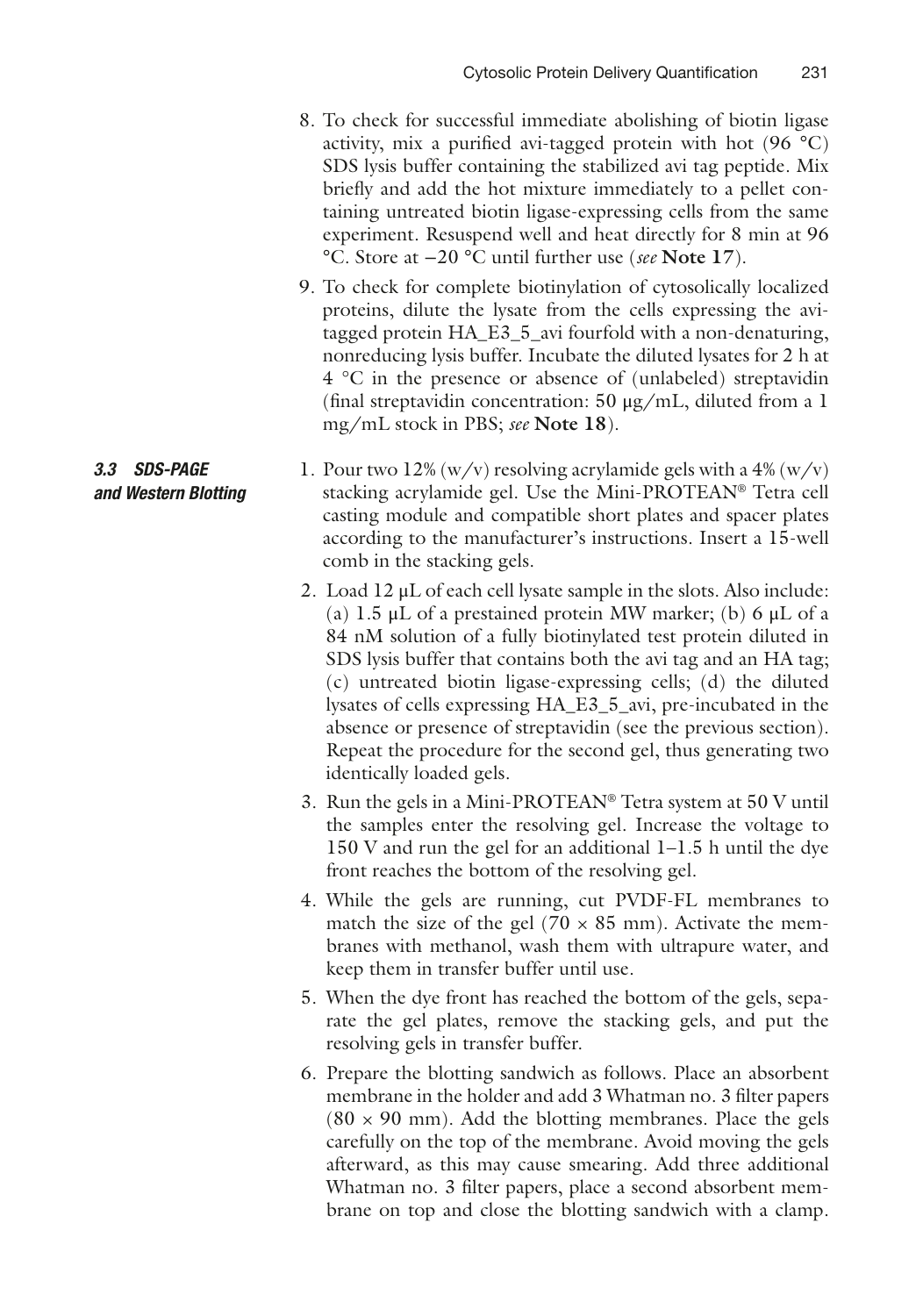8. To check for successful immediate abolishing of biotin ligase activity, mix a purified avi-tagged protein with hot (96 °C) SDS lysis buffer containing the stabilized avi tag peptide. Mix briefly and add the hot mixture immediately to a pellet containing untreated biotin ligase-expressing cells from the same experiment. Resuspend well and heat directly for 8 min at 96 °C. Store at −20 °C until further use (*see* **Note 17**).

9. To check for complete biotinylation of cytosolically localized proteins, dilute the lysate from the cells expressing the avi-tagged protein HA_E3_5_avi fourfold with a non-denaturing, nonreducing lysis buffer. Incubate the diluted lysates for 2 h at 4 °C in the presence or absence of (unlabeled) streptavidin (final streptavidin concentration: 50 μg/mL, diluted from a 1 mg/mL stock in PBS; *see* **Note 18**).

### 3.3 SDS-PAGE and Western Blotting

1. Pour two 12% (w/v) resolving acrylamide gels with a 4% (w/v) stacking acrylamide gel. Use the Mini-PROTEAN® Tetra cell casting module and compatible short plates and spacer plates according to the manufacturer's instructions. Insert a 15-well comb in the stacking gels.

2. Load 12 μL of each cell lysate sample in the slots. Also include: (a) 1.5 μL of a prestained protein MW marker; (b) 6 μL of a 84 nM solution of a fully biotinylated test protein diluted in SDS lysis buffer that contains both the avi tag and an HA tag; (c) untreated biotin ligase-expressing cells; (d) the diluted lysates of cells expressing HA_E3_5_avi, pre-incubated in the absence or presence of streptavidin (see the previous section). Repeat the procedure for the second gel, thus generating two identically loaded gels.

3. Run the gels in a Mini-PROTEAN® Tetra system at 50 V until the samples enter the resolving gel. Increase the voltage to 150 V and run the gel for an additional 1–1.5 h until the dye front reaches the bottom of the resolving gel.

4. While the gels are running, cut PVDF-FL membranes to match the size of the gel (70 × 85 mm). Activate the membranes with methanol, wash them with ultrapure water, and keep them in transfer buffer until use.

5. When the dye front has reached the bottom of the gels, separate the gel plates, remove the stacking gels, and put the resolving gels in transfer buffer.

6. Prepare the blotting sandwich as follows. Place an absorbent membrane in the holder and add 3 Whatman no. 3 filter papers (80 × 90 mm). Add the blotting membranes. Place the gels carefully on the top of the membrane. Avoid moving the gels afterward, as this may cause smearing. Add three additional Whatman no. 3 filter papers, place a second absorbent membrane on top and close the blotting sandwich with a clamp.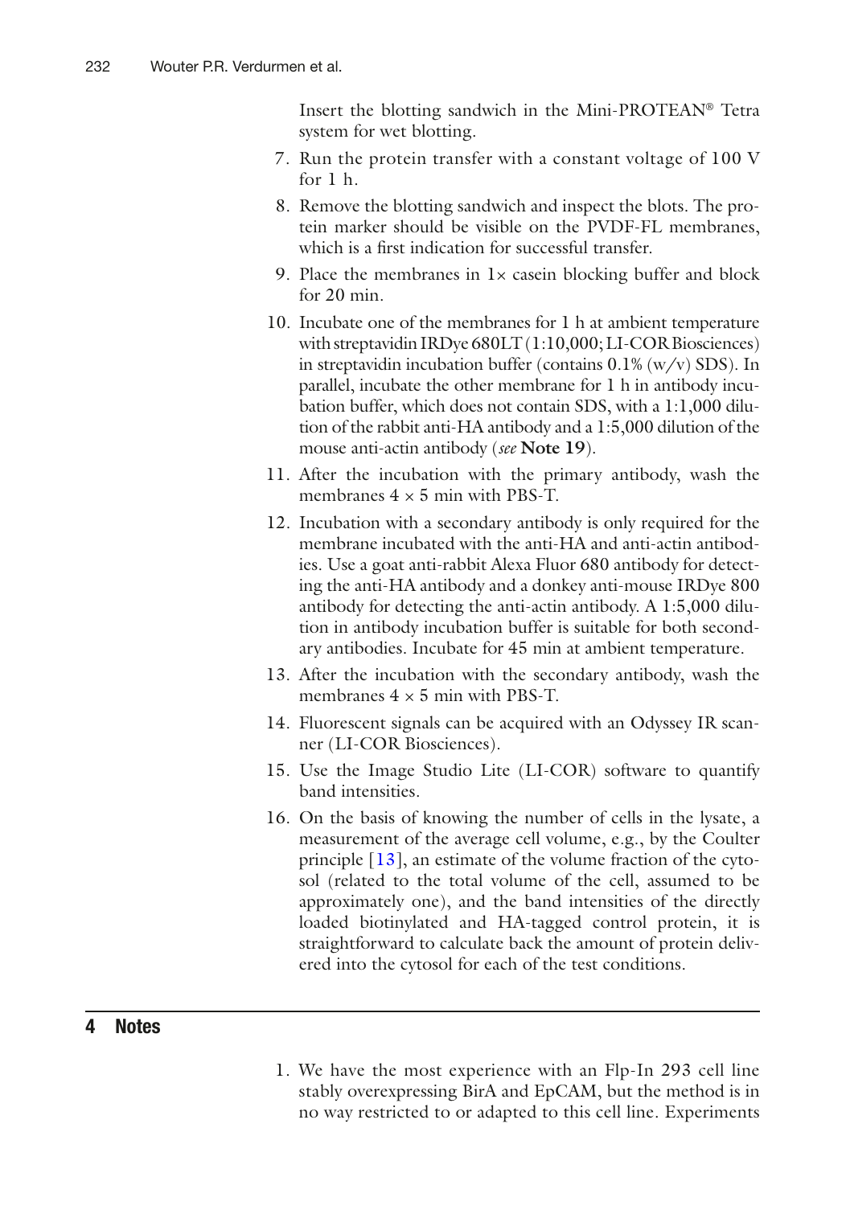Insert the blotting sandwich in the Mini-PROTEAN® Tetra system for wet blotting.

7. Run the protein transfer with a constant voltage of 100 V for 1 h.
8. Remove the blotting sandwich and inspect the blots. The protein marker should be visible on the PVDF-FL membranes, which is a first indication for successful transfer.
9. Place the membranes in 1× casein blocking buffer and block for 20 min.
10. Incubate one of the membranes for 1 h at ambient temperature with streptavidin IRDye 680LT (1:10,000; LI-COR Biosciences) in streptavidin incubation buffer (contains 0.1% (w/v) SDS). In parallel, incubate the other membrane for 1 h in antibody incubation buffer, which does not contain SDS, with a 1:1,000 dilution of the rabbit anti-HA antibody and a 1:5,000 dilution of the mouse anti-actin antibody (*see* **Note 19**).
11. After the incubation with the primary antibody, wash the membranes 4 × 5 min with PBS-T.
12. Incubation with a secondary antibody is only required for the membrane incubated with the anti-HA and anti-actin antibodies. Use a goat anti-rabbit Alexa Fluor 680 antibody for detecting the anti-HA antibody and a donkey anti-mouse IRDye 800 antibody for detecting the anti-actin antibody. A 1:5,000 dilution in antibody incubation buffer is suitable for both secondary antibodies. Incubate for 45 min at ambient temperature.
13. After the incubation with the secondary antibody, wash the membranes 4 × 5 min with PBS-T.
14. Fluorescent signals can be acquired with an Odyssey IR scanner (LI-COR Biosciences).
15. Use the Image Studio Lite (LI-COR) software to quantify band intensities.
16. On the basis of knowing the number of cells in the lysate, a measurement of the average cell volume, e.g., by the Coulter principle [13], an estimate of the volume fraction of the cytosol (related to the total volume of the cell, assumed to be approximately one), and the band intensities of the directly loaded biotinylated and HA-tagged control protein, it is straightforward to calculate back the amount of protein delivered into the cytosol for each of the test conditions.

## 4 Notes

1. We have the most experience with an Flp-In 293 cell line stably overexpressing BirA and EpCAM, but the method is in no way restricted to or adapted to this cell line. Experiments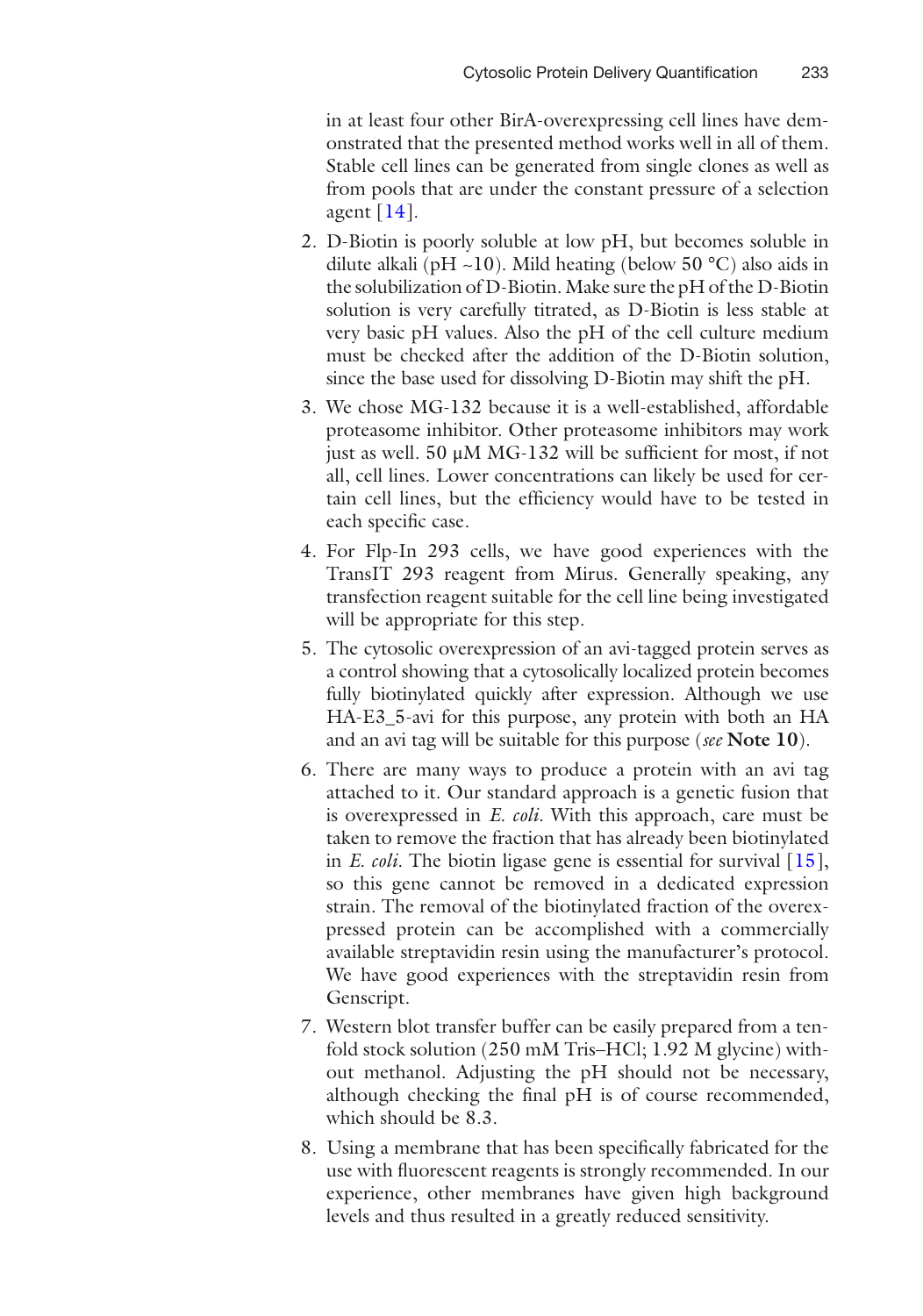in at least four other BirA-overexpressing cell lines have demonstrated that the presented method works well in all of them. Stable cell lines can be generated from single clones as well as from pools that are under the constant pressure of a selection agent [14].

2. D-Biotin is poorly soluble at low pH, but becomes soluble in dilute alkali (pH ~10). Mild heating (below 50 °C) also aids in the solubilization of D-Biotin. Make sure the pH of the D-Biotin solution is very carefully titrated, as D-Biotin is less stable at very basic pH values. Also the pH of the cell culture medium must be checked after the addition of the D-Biotin solution, since the base used for dissolving D-Biotin may shift the pH.

3. We chose MG-132 because it is a well-established, affordable proteasome inhibitor. Other proteasome inhibitors may work just as well. 50 μM MG-132 will be sufficient for most, if not all, cell lines. Lower concentrations can likely be used for certain cell lines, but the efficiency would have to be tested in each specific case.

4. For Flp-In 293 cells, we have good experiences with the TransIT 293 reagent from Mirus. Generally speaking, any transfection reagent suitable for the cell line being investigated will be appropriate for this step.

5. The cytosolic overexpression of an avi-tagged protein serves as a control showing that a cytosolically localized protein becomes fully biotinylated quickly after expression. Although we use HA-E3_5-avi for this purpose, any protein with both an HA and an avi tag will be suitable for this purpose (*see* **Note 10**).

6. There are many ways to produce a protein with an avi tag attached to it. Our standard approach is a genetic fusion that is overexpressed in *E. coli*. With this approach, care must be taken to remove the fraction that has already been biotinylated in *E. coli*. The biotin ligase gene is essential for survival [15], so this gene cannot be removed in a dedicated expression strain. The removal of the biotinylated fraction of the overexpressed protein can be accomplished with a commercially available streptavidin resin using the manufacturer's protocol. We have good experiences with the streptavidin resin from Genscript.

7. Western blot transfer buffer can be easily prepared from a tenfold stock solution (250 mM Tris–HCl; 1.92 M glycine) without methanol. Adjusting the pH should not be necessary, although checking the final pH is of course recommended, which should be 8.3.

8. Using a membrane that has been specifically fabricated for the use with fluorescent reagents is strongly recommended. In our experience, other membranes have given high background levels and thus resulted in a greatly reduced sensitivity.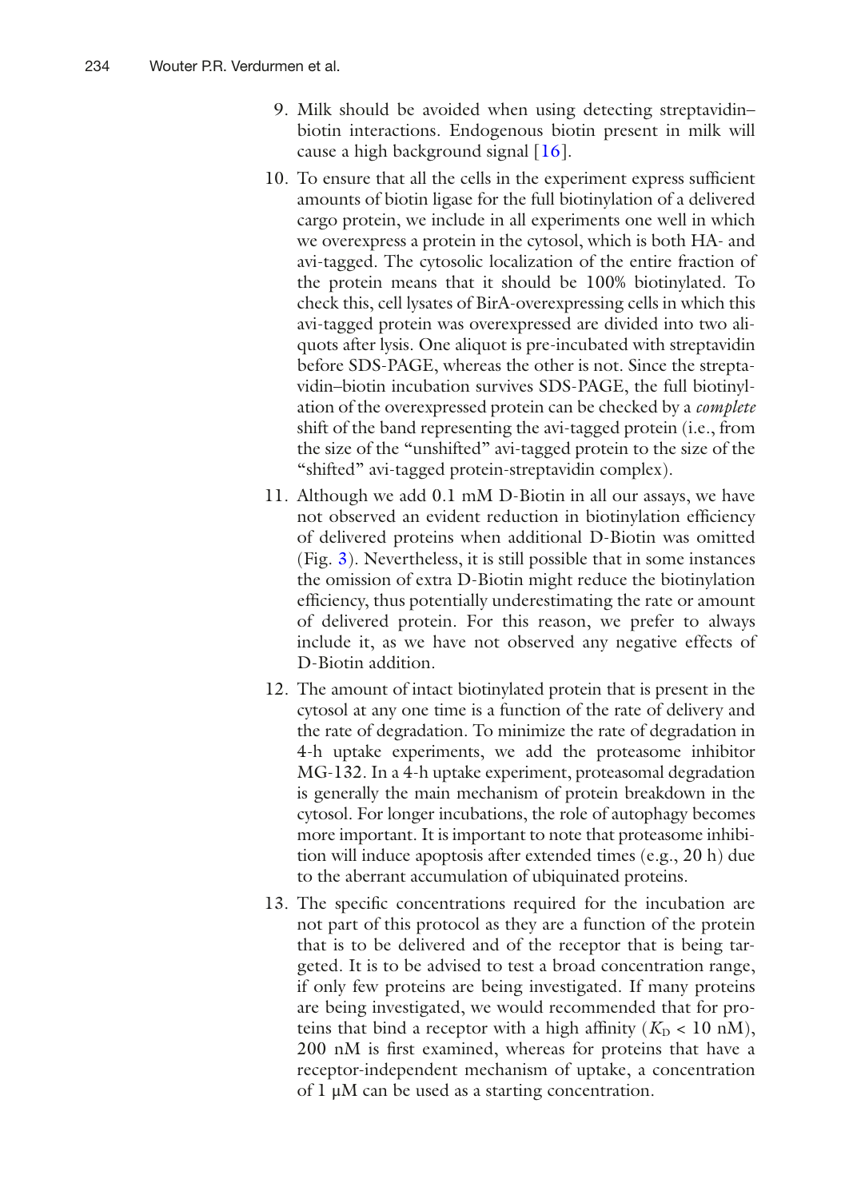9. Milk should be avoided when using detecting streptavidin–biotin interactions. Endogenous biotin present in milk will cause a high background signal [16].
10. To ensure that all the cells in the experiment express sufficient amounts of biotin ligase for the full biotinylation of a delivered cargo protein, we include in all experiments one well in which we overexpress a protein in the cytosol, which is both HA- and avi-tagged. The cytosolic localization of the entire fraction of the protein means that it should be 100% biotinylated. To check this, cell lysates of BirA-overexpressing cells in which this avi-tagged protein was overexpressed are divided into two aliquots after lysis. One aliquot is pre-incubated with streptavidin before SDS-PAGE, whereas the other is not. Since the streptavidin–biotin incubation survives SDS-PAGE, the full biotinylation of the overexpressed protein can be checked by a *complete* shift of the band representing the avi-tagged protein (i.e., from the size of the "unshifted" avi-tagged protein to the size of the "shifted" avi-tagged protein-streptavidin complex).
11. Although we add 0.1 mM D-Biotin in all our assays, we have not observed an evident reduction in biotinylation efficiency of delivered proteins when additional D-Biotin was omitted (Fig. 3). Nevertheless, it is still possible that in some instances the omission of extra D-Biotin might reduce the biotinylation efficiency, thus potentially underestimating the rate or amount of delivered protein. For this reason, we prefer to always include it, as we have not observed any negative effects of D-Biotin addition.
12. The amount of intact biotinylated protein that is present in the cytosol at any one time is a function of the rate of delivery and the rate of degradation. To minimize the rate of degradation in 4-h uptake experiments, we add the proteasome inhibitor MG-132. In a 4-h uptake experiment, proteasomal degradation is generally the main mechanism of protein breakdown in the cytosol. For longer incubations, the role of autophagy becomes more important. It is important to note that proteasome inhibition will induce apoptosis after extended times (e.g., 20 h) due to the aberrant accumulation of ubiquinated proteins.
13. The specific concentrations required for the incubation are not part of this protocol as they are a function of the protein that is to be delivered and of the receptor that is being targeted. It is to be advised to test a broad concentration range, if only few proteins are being investigated. If many proteins are being investigated, we would recommended that for proteins that bind a receptor with a high affinity ($K_D$ < 10 nM), 200 nM is first examined, whereas for proteins that have a receptor-independent mechanism of uptake, a concentration of 1 μM can be used as a starting concentration.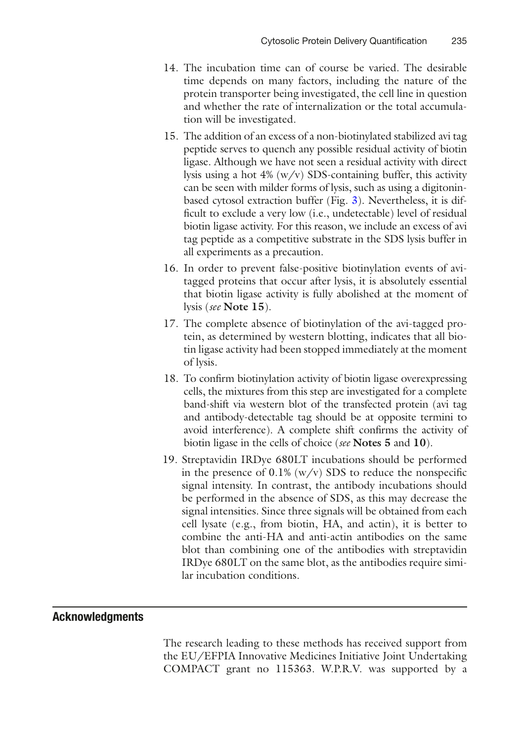14. The incubation time can of course be varied. The desirable time depends on many factors, including the nature of the protein transporter being investigated, the cell line in question and whether the rate of internalization or the total accumulation will be investigated.
15. The addition of an excess of a non-biotinylated stabilized avi tag peptide serves to quench any possible residual activity of biotin ligase. Although we have not seen a residual activity with direct lysis using a hot 4% (w/v) SDS-containing buffer, this activity can be seen with milder forms of lysis, such as using a digitonin-based cytosol extraction buffer (Fig. 3). Nevertheless, it is difficult to exclude a very low (i.e., undetectable) level of residual biotin ligase activity. For this reason, we include an excess of avi tag peptide as a competitive substrate in the SDS lysis buffer in all experiments as a precaution.
16. In order to prevent false-positive biotinylation events of avi-tagged proteins that occur after lysis, it is absolutely essential that biotin ligase activity is fully abolished at the moment of lysis (*see* **Note 15**).
17. The complete absence of biotinylation of the avi-tagged protein, as determined by western blotting, indicates that all biotin ligase activity had been stopped immediately at the moment of lysis.
18. To confirm biotinylation activity of biotin ligase overexpressing cells, the mixtures from this step are investigated for a complete band-shift via western blot of the transfected protein (avi tag and antibody-detectable tag should be at opposite termini to avoid interference). A complete shift confirms the activity of biotin ligase in the cells of choice (*see* **Notes 5** and **10**).
19. Streptavidin IRDye 680LT incubations should be performed in the presence of 0.1% (w/v) SDS to reduce the nonspecific signal intensity. In contrast, the antibody incubations should be performed in the absence of SDS, as this may decrease the signal intensities. Since three signals will be obtained from each cell lysate (e.g., from biotin, HA, and actin), it is better to combine the anti-HA and anti-actin antibodies on the same blot than combining one of the antibodies with streptavidin IRDye 680LT on the same blot, as the antibodies require similar incubation conditions.

## Acknowledgments

The research leading to these methods has received support from the EU/EFPIA Innovative Medicines Initiative Joint Undertaking COMPACT grant no 115363. W.P.R.V. was supported by a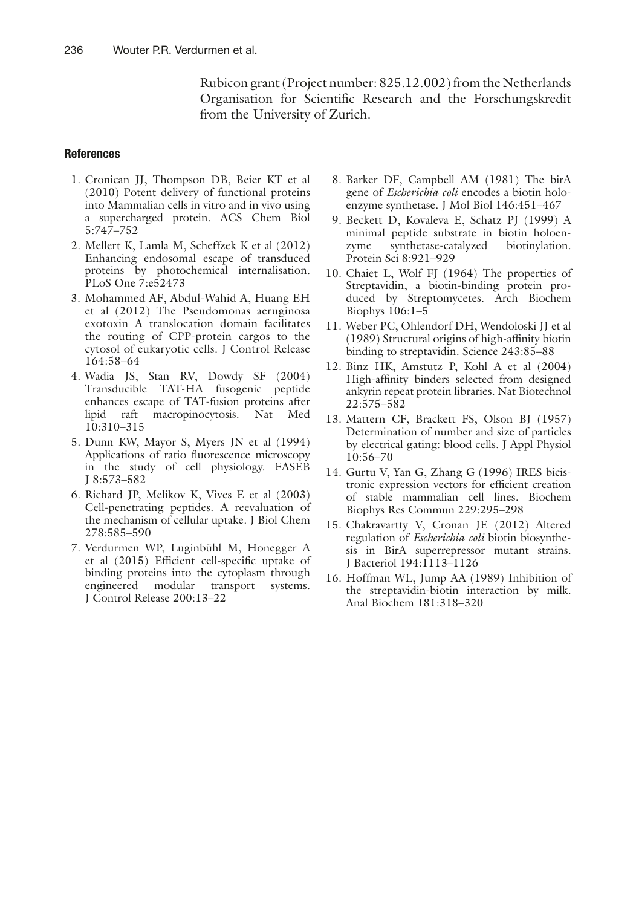Rubicon grant (Project number: 825.12.002) from the Netherlands Organisation for Scientific Research and the Forschungskredit from the University of Zurich.

## References

1. Cronican JJ, Thompson DB, Beier KT et al (2010) Potent delivery of functional proteins into Mammalian cells in vitro and in vivo using a supercharged protein. ACS Chem Biol 5:747–752
2. Mellert K, Lamla M, Scheffzek K et al (2012) Enhancing endosomal escape of transduced proteins by photochemical internalisation. PLoS One 7:e52473
3. Mohammed AF, Abdul-Wahid A, Huang EH et al (2012) The Pseudomonas aeruginosa exotoxin A translocation domain facilitates the routing of CPP-protein cargos to the cytosol of eukaryotic cells. J Control Release 164:58–64
4. Wadia JS, Stan RV, Dowdy SF (2004) Transducible TAT-HA fusogenic peptide enhances escape of TAT-fusion proteins after lipid raft macropinocytosis. Nat Med 10:310–315
5. Dunn KW, Mayor S, Myers JN et al (1994) Applications of ratio fluorescence microscopy in the study of cell physiology. FASEB J 8:573–582
6. Richard JP, Melikov K, Vives E et al (2003) Cell-penetrating peptides. A reevaluation of the mechanism of cellular uptake. J Biol Chem 278:585–590
7. Verdurmen WP, Luginbühl M, Honegger A et al (2015) Efficient cell-specific uptake of binding proteins into the cytoplasm through engineered modular transport systems. J Control Release 200:13–22
8. Barker DF, Campbell AM (1981) The birA gene of *Escherichia coli* encodes a biotin holoenzyme synthetase. J Mol Biol 146:451–467
9. Beckett D, Kovaleva E, Schatz PJ (1999) A minimal peptide substrate in biotin holoenzyme synthetase-catalyzed biotinylation. Protein Sci 8:921–929
10. Chaiet L, Wolf FJ (1964) The properties of Streptavidin, a biotin-binding protein produced by Streptomycetes. Arch Biochem Biophys 106:1–5
11. Weber PC, Ohlendorf DH, Wendoloski JJ et al (1989) Structural origins of high-affinity biotin binding to streptavidin. Science 243:85–88
12. Binz HK, Amstutz P, Kohl A et al (2004) High-affinity binders selected from designed ankyrin repeat protein libraries. Nat Biotechnol 22:575–582
13. Mattern CF, Brackett FS, Olson BJ (1957) Determination of number and size of particles by electrical gating: blood cells. J Appl Physiol 10:56–70
14. Gurtu V, Yan G, Zhang G (1996) IRES bicistronic expression vectors for efficient creation of stable mammalian cell lines. Biochem Biophys Res Commun 229:295–298
15. Chakravartty V, Cronan JE (2012) Altered regulation of *Escherichia coli* biotin biosynthesis in BirA superrepressor mutant strains. J Bacteriol 194:1113–1126
16. Hoffman WL, Jump AA (1989) Inhibition of the streptavidin-biotin interaction by milk. Anal Biochem 181:318–320